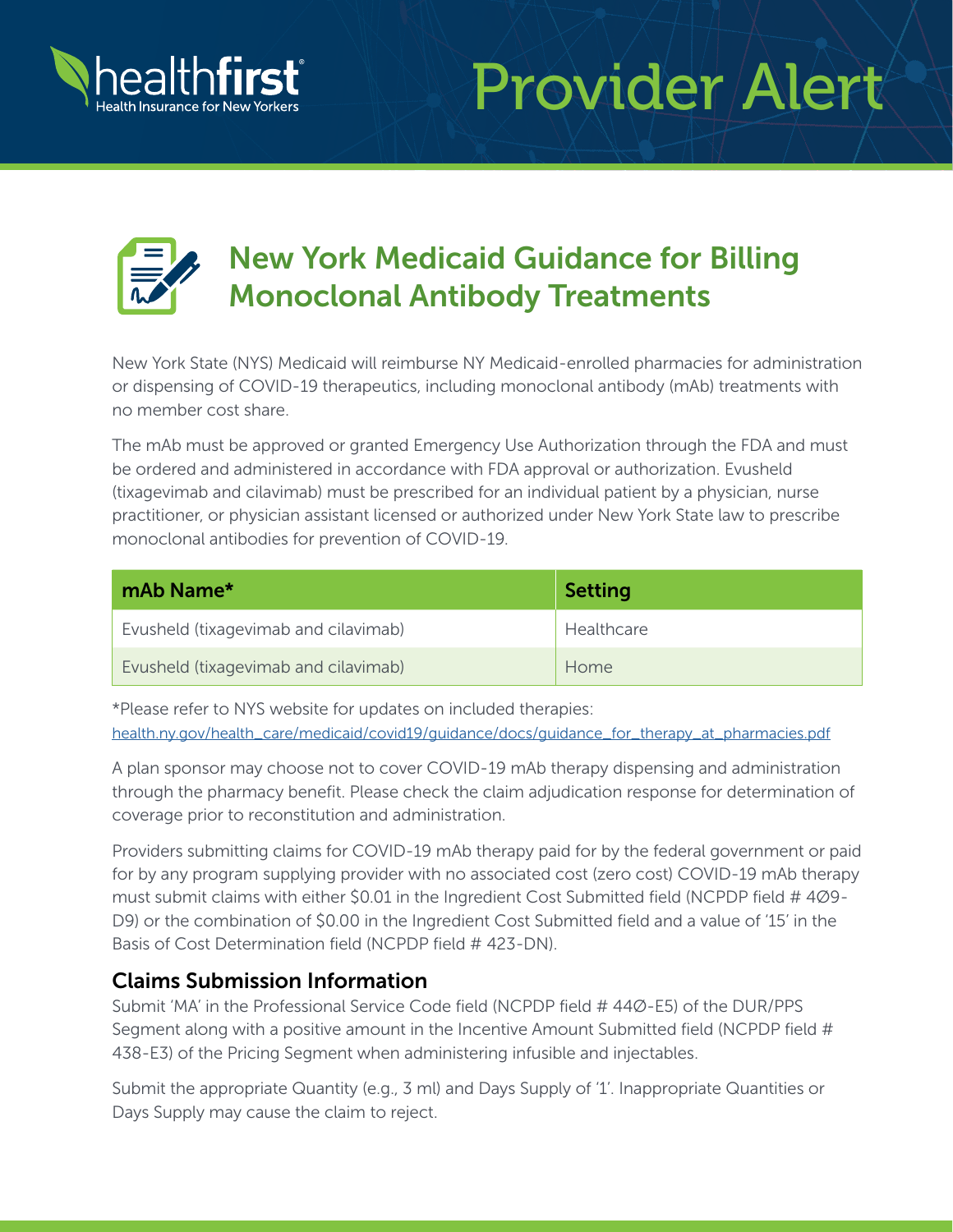# Provider Alert

## New York Medicaid Guidance for Billing Monoclonal Antibody Treatments

New York State (NYS) Medicaid will reimburse NY Medicaid-enrolled pharmacies for administration or dispensing of COVID-19 therapeutics, including monoclonal antibody (mAb) treatments with no member cost share.

The mAb must be approved or granted Emergency Use Authorization through the FDA and must be ordered and administered in accordance with FDA approval or authorization. Evusheld (tixagevimab and cilavimab) must be prescribed for an individual patient by a physician, nurse practitioner, or physician assistant licensed or authorized under New York State law to prescribe monoclonal antibodies for prevention of COVID-19.

| mAb Name* | Setting |
|---|---|
| Evusheld (tixagevimab and cilavimab) | Healthcare |
| Evusheld (tixagevimab and cilavimab) | Home |

*Please refer to NYS website for updates on included therapies:
health.ny.gov/health_care/medicaid/covid19/guidance/docs/guidance_for_therapy_at_pharmacies.pdf

A plan sponsor may choose not to cover COVID-19 mAb therapy dispensing and administration through the pharmacy benefit. Please check the claim adjudication response for determination of coverage prior to reconstitution and administration.

Providers submitting claims for COVID-19 mAb therapy paid for by the federal government or paid for by any program supplying provider with no associated cost (zero cost) COVID-19 mAb therapy must submit claims with either $0.01 in the Ingredient Cost Submitted field (NCPDP field # 4Ø9-D9) or the combination of $0.00 in the Ingredient Cost Submitted field and a value of '15' in the Basis of Cost Determination field (NCPDP field # 423-DN).

### Claims Submission Information

Submit 'MA' in the Professional Service Code field (NCPDP field # 44Ø-E5) of the DUR/PPS Segment along with a positive amount in the Incentive Amount Submitted field (NCPDP field # 438-E3) of the Pricing Segment when administering infusible and injectables.

Submit the appropriate Quantity (e.g., 3 ml) and Days Supply of '1'. Inappropriate Quantities or Days Supply may cause the claim to reject.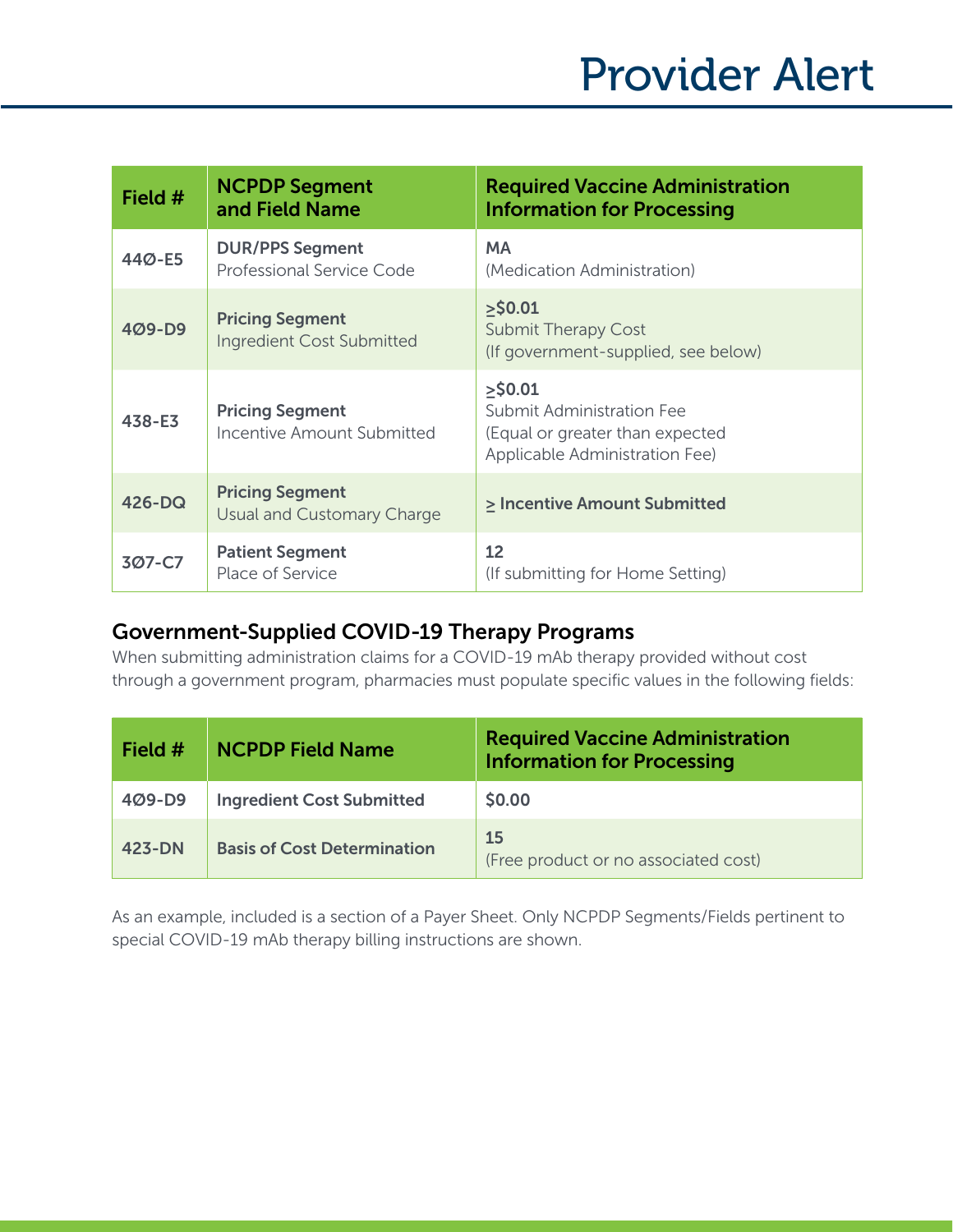# Provider Alert

| Field # | NCPDP Segment and Field Name | Required Vaccine Administration Information for Processing |
|---|---|---|
| 44Ø-E5 | **DUR/PPS Segment** Professional Service Code | **MA** (Medication Administration) |
| 4Ø9-D9 | **Pricing Segment** Ingredient Cost Submitted | **≥$0.01** Submit Therapy Cost (If government-supplied, see below) |
| 438-E3 | **Pricing Segment** Incentive Amount Submitted | **≥$0.01** Submit Administration Fee (Equal or greater than expected Applicable Administration Fee) |
| 426-DQ | **Pricing Segment** Usual and Customary Charge | **≥ Incentive Amount Submitted** |
| 3Ø7-C7 | **Patient Segment** Place of Service | **12** (If submitting for Home Setting) |

## Government-Supplied COVID-19 Therapy Programs

When submitting administration claims for a COVID-19 mAb therapy provided without cost through a government program, pharmacies must populate specific values in the following fields:

| Field # | NCPDP Field Name | Required Vaccine Administration Information for Processing |
|---|---|---|
| 4Ø9-D9 | **Ingredient Cost Submitted** | **$0.00** |
| 423-DN | **Basis of Cost Determination** | **15** (Free product or no associated cost) |

As an example, included is a section of a Payer Sheet. Only NCPDP Segments/Fields pertinent to special COVID-19 mAb therapy billing instructions are shown.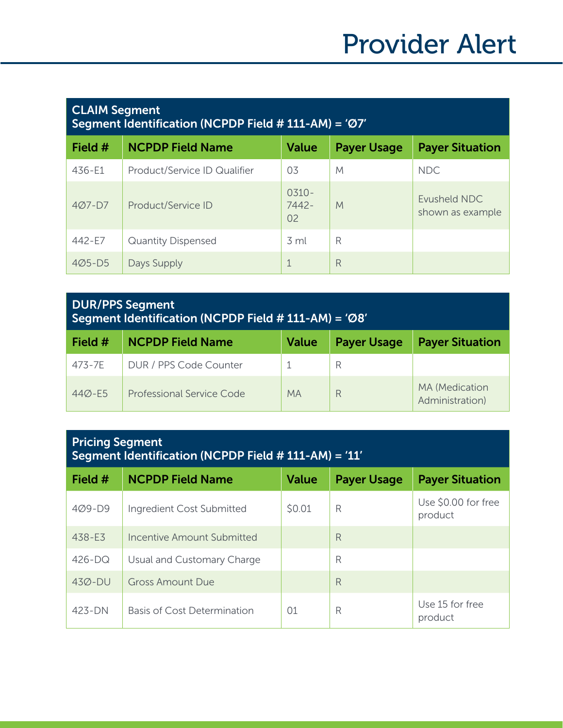# Provider Alert

| CLAIM Segment<br>Segment Identification (NCPDP Field # 111-AM) = 'Ø7' | | | | |
|---|---|---|---|---|
| **Field #** | **NCPDP Field Name** | **Value** | **Payer Usage** | **Payer Situation** |
| 436-E1 | Product/Service ID Qualifier | 03 | M | NDC |
| 4Ø7-D7 | Product/Service ID | 0310-7442-02 | M | Evusheld NDC shown as example |
| 442-E7 | Quantity Dispensed | 3 ml | R | |
| 4Ø5-D5 | Days Supply | 1 | R | |

| DUR/PPS Segment<br>Segment Identification (NCPDP Field # 111-AM) = 'Ø8' | | | | |
|---|---|---|---|---|
| **Field #** | **NCPDP Field Name** | **Value** | **Payer Usage** | **Payer Situation** |
| 473-7E | DUR / PPS Code Counter | 1 | R | |
| 44Ø-E5 | Professional Service Code | MA | R | MA (Medication Administration) |

| Pricing Segment<br>Segment Identification (NCPDP Field # 111-AM) = '11' | | | | |
|---|---|---|---|---|
| **Field #** | **NCPDP Field Name** | **Value** | **Payer Usage** | **Payer Situation** |
| 4Ø9-D9 | Ingredient Cost Submitted | $0.01 | R | Use $0.00 for free product |
| 438-E3 | Incentive Amount Submitted | | R | |
| 426-DQ | Usual and Customary Charge | | R | |
| 43Ø-DU | Gross Amount Due | | R | |
| 423-DN | Basis of Cost Determination | 01 | R | Use 15 for free product |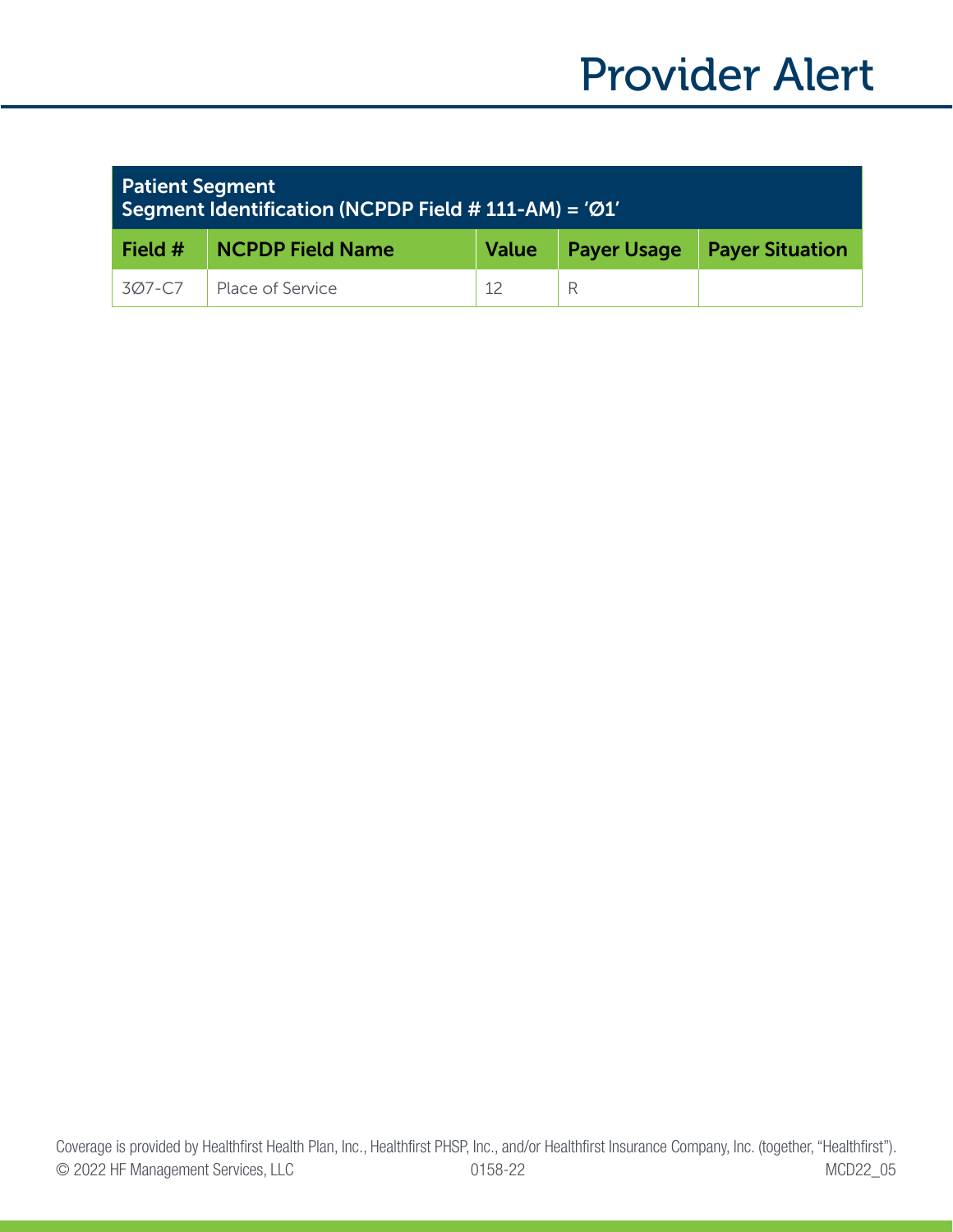| Patient Segment<br>Segment Identification (NCPDP Field # 111-AM) = 'Ø1' | | | | |
|---|---|---|---|---|
| **Field #** | **NCPDP Field Name** | **Value** | **Payer Usage** | **Payer Situation** |
| 3Ø7-C7 | Place of Service | 12 | R | |